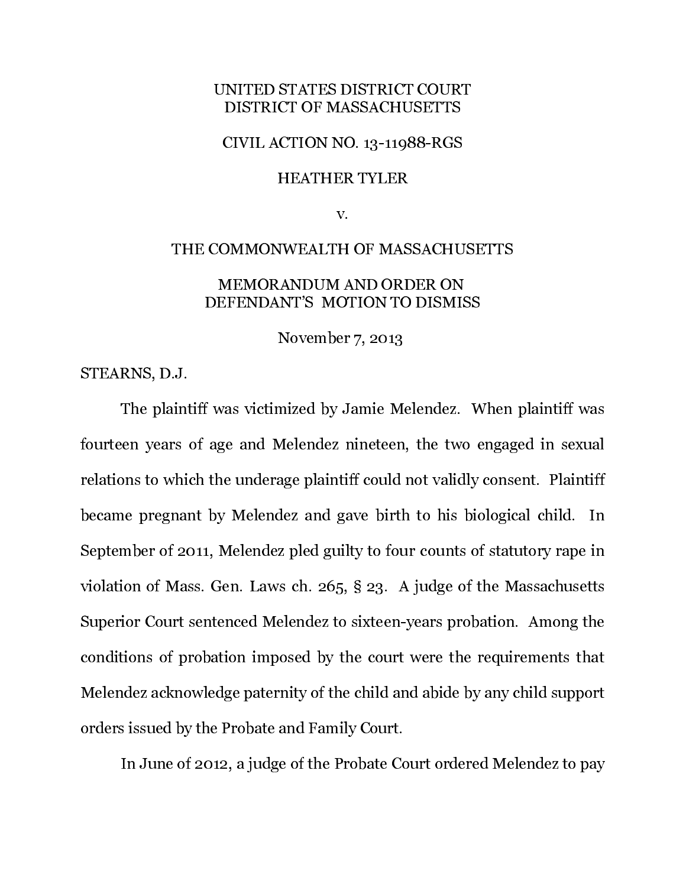UNITED STATES DISTRICT COURT
DISTRICT OF MASSACHUSETTS

CIVIL ACTION NO. 13-11988-RGS

HEATHER TYLER

v.

THE COMMONWEALTH OF MASSACHUSETTS

MEMORANDUM AND ORDER ON
DEFENDANT'S MOTION TO DISMISS

November 7, 2013

STEARNS, D.J.

The plaintiff was victimized by Jamie Melendez. When plaintiff was fourteen years of age and Melendez nineteen, the two engaged in sexual relations to which the underage plaintiff could not validly consent. Plaintiff became pregnant by Melendez and gave birth to his biological child. In September of 2011, Melendez pled guilty to four counts of statutory rape in violation of Mass. Gen. Laws ch. 265, § 23. A judge of the Massachusetts Superior Court sentenced Melendez to sixteen-years probation. Among the conditions of probation imposed by the court were the requirements that Melendez acknowledge paternity of the child and abide by any child support orders issued by the Probate and Family Court.

In June of 2012, a judge of the Probate Court ordered Melendez to pay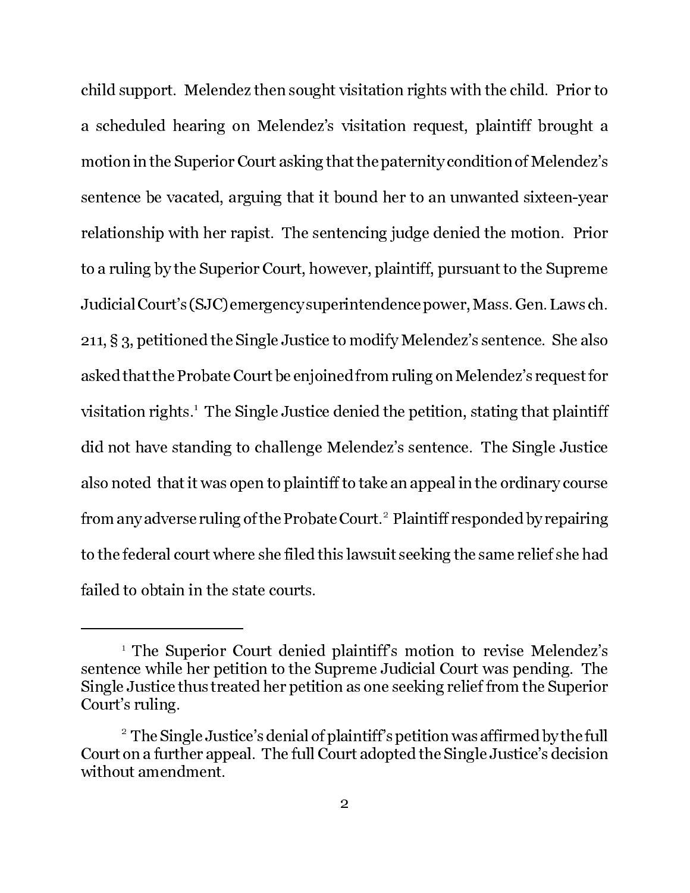child support. Melendez then sought visitation rights with the child. Prior to a scheduled hearing on Melendez's visitation request, plaintiff brought a motion in the Superior Court asking that the paternity condition of Melendez's sentence be vacated, arguing that it bound her to an unwanted sixteen-year relationship with her rapist. The sentencing judge denied the motion. Prior to a ruling by the Superior Court, however, plaintiff, pursuant to the Supreme Judicial Court's (SJC) emergency superintendence power, Mass. Gen. Laws ch. 211, § 3, petitioned the Single Justice to modify Melendez's sentence. She also asked that the Probate Court be enjoined from ruling on Melendez's request for visitation rights.[1] The Single Justice denied the petition, stating that plaintiff did not have standing to challenge Melendez's sentence. The Single Justice also noted that it was open to plaintiff to take an appeal in the ordinary course from any adverse ruling of the Probate Court.[2] Plaintiff responded by repairing to the federal court where she filed this lawsuit seeking the same relief she had failed to obtain in the state courts.

---

[1] The Superior Court denied plaintiff's motion to revise Melendez's sentence while her petition to the Supreme Judicial Court was pending. The Single Justice thus treated her petition as one seeking relief from the Superior Court's ruling.

[2] The Single Justice's denial of plaintiff's petition was affirmed by the full Court on a further appeal. The full Court adopted the Single Justice's decision without amendment.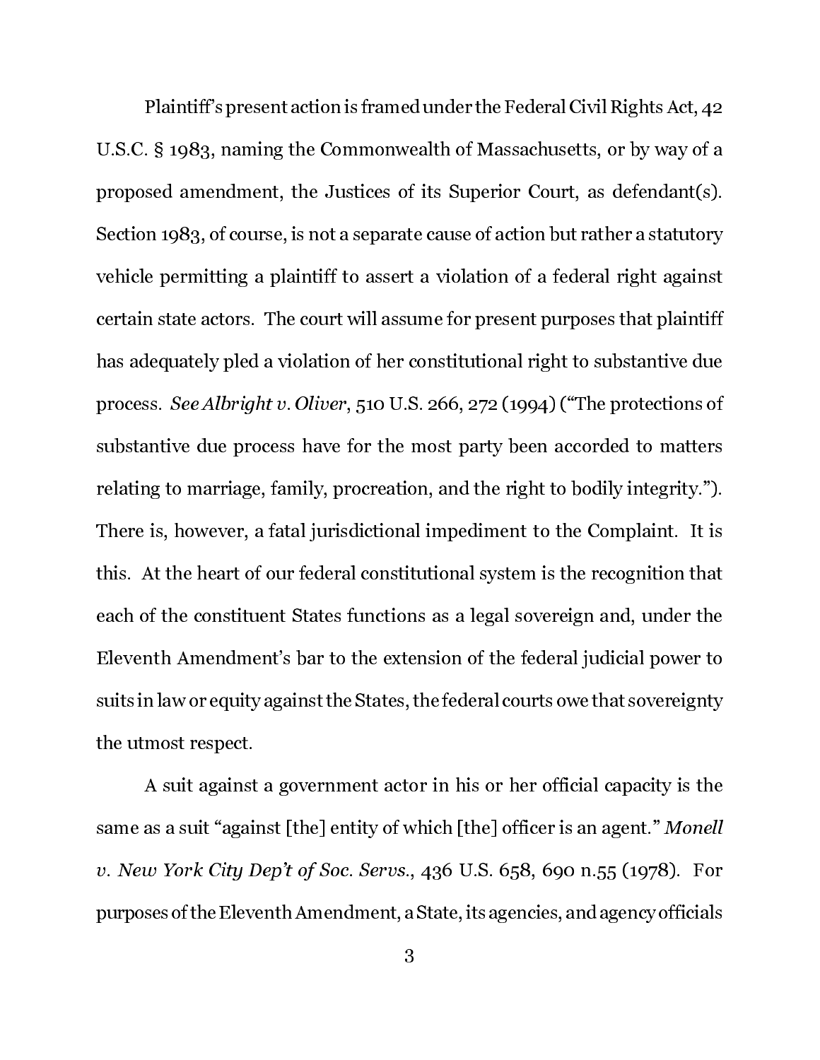Plaintiff's present action is framed under the Federal Civil Rights Act, 42 U.S.C. § 1983, naming the Commonwealth of Massachusetts, or by way of a proposed amendment, the Justices of its Superior Court, as defendant(s). Section 1983, of course, is not a separate cause of action but rather a statutory vehicle permitting a plaintiff to assert a violation of a federal right against certain state actors. The court will assume for present purposes that plaintiff has adequately pled a violation of her constitutional right to substantive due process. *See Albright v. Oliver*, 510 U.S. 266, 272 (1994) ("The protections of substantive due process have for the most party been accorded to matters relating to marriage, family, procreation, and the right to bodily integrity."). There is, however, a fatal jurisdictional impediment to the Complaint. It is this. At the heart of our federal constitutional system is the recognition that each of the constituent States functions as a legal sovereign and, under the Eleventh Amendment's bar to the extension of the federal judicial power to suits in law or equity against the States, the federal courts owe that sovereignty the utmost respect.

A suit against a government actor in his or her official capacity is the same as a suit "against [the] entity of which [the] officer is an agent." *Monell v. New York City Dep't of Soc. Servs.*, 436 U.S. 658, 690 n.55 (1978). For purposes of the Eleventh Amendment, a State, its agencies, and agency officials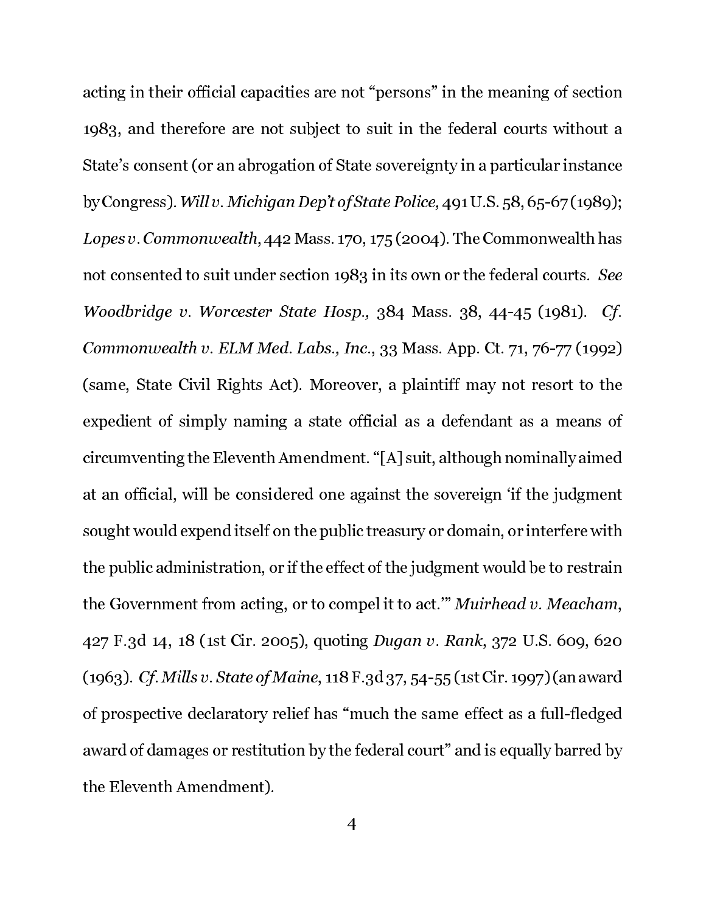acting in their official capacities are not "persons" in the meaning of section 1983, and therefore are not subject to suit in the federal courts without a State's consent (or an abrogation of State sovereignty in a particular instance by Congress). *Will v. Michigan Dep't of State Police,* 491 U.S. 58, 65-67 (1989); *Lopes v. Commonwealth*, 442 Mass. 170, 175 (2004). The Commonwealth has not consented to suit under section 1983 in its own or the federal courts. *See Woodbridge v. Worcester State Hosp.,* 384 Mass. 38, 44-45 (1981). *Cf. Commonwealth v. ELM Med. Labs., Inc.*, 33 Mass. App. Ct. 71, 76-77 (1992) (same, State Civil Rights Act). Moreover, a plaintiff may not resort to the expedient of simply naming a state official as a defendant as a means of circumventing the Eleventh Amendment. "[A] suit, although nominally aimed at an official, will be considered one against the sovereign 'if the judgment sought would expend itself on the public treasury or domain, or interfere with the public administration, or if the effect of the judgment would be to restrain the Government from acting, or to compel it to act.'" *Muirhead v. Meacham*, 427 F.3d 14, 18 (1st Cir. 2005), quoting *Dugan v. Rank*, 372 U.S. 609, 620 (1963). *Cf. Mills v. State of Maine*, 118 F.3d 37, 54-55 (1st Cir. 1997) (an award of prospective declaratory relief has "much the same effect as a full-fledged award of damages or restitution by the federal court" and is equally barred by the Eleventh Amendment).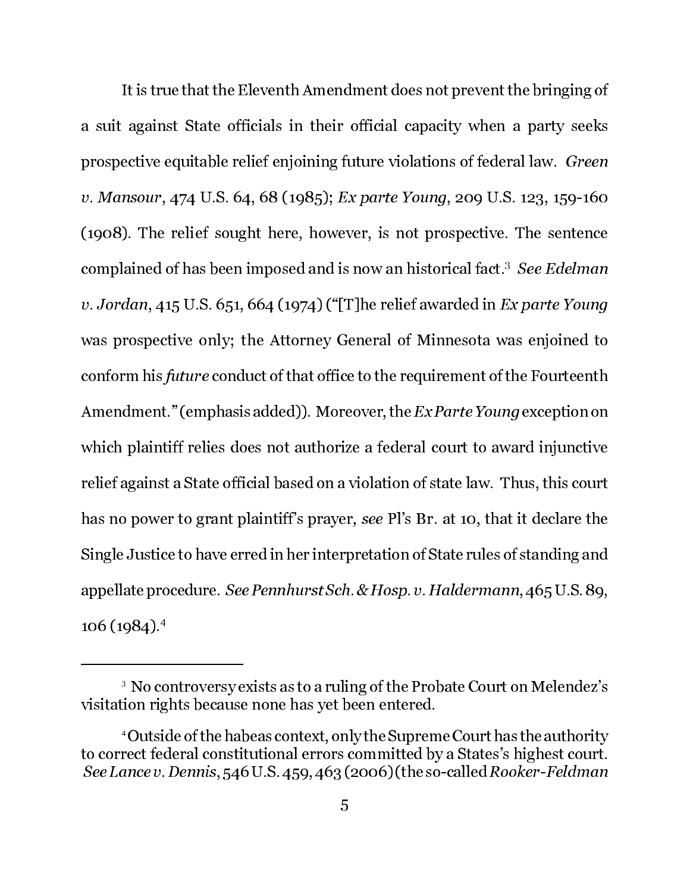It is true that the Eleventh Amendment does not prevent the bringing of a suit against State officials in their official capacity when a party seeks prospective equitable relief enjoining future violations of federal law. *Green v. Mansour*, 474 U.S. 64, 68 (1985); *Ex parte Young*, 209 U.S. 123, 159-160 (1908). The relief sought here, however, is not prospective. The sentence complained of has been imposed and is now an historical fact.[3] *See Edelman v. Jordan*, 415 U.S. 651, 664 (1974) ("[T]he relief awarded in *Ex parte Young* was prospective only; the Attorney General of Minnesota was enjoined to conform his *future* conduct of that office to the requirement of the Fourteenth Amendment." (emphasis added)). Moreover, the *Ex Parte Young* exception on which plaintiff relies does not authorize a federal court to award injunctive relief against a State official based on a violation of state law. Thus, this court has no power to grant plaintiff's prayer, *see* Pl's Br. at 10, that it declare the Single Justice to have erred in her interpretation of State rules of standing and appellate procedure. *See Pennhurst Sch. & Hosp. v. Haldermann*, 465 U.S. 89, 106 (1984).[4]

---

[3] No controversy exists as to a ruling of the Probate Court on Melendez's visitation rights because none has yet been entered.

[4] Outside of the habeas context, only the Supreme Court has the authority to correct federal constitutional errors committed by a States's highest court. *See Lance v. Dennis*, 546 U.S. 459, 463 (2006) (the so-called *Rooker-Feldman*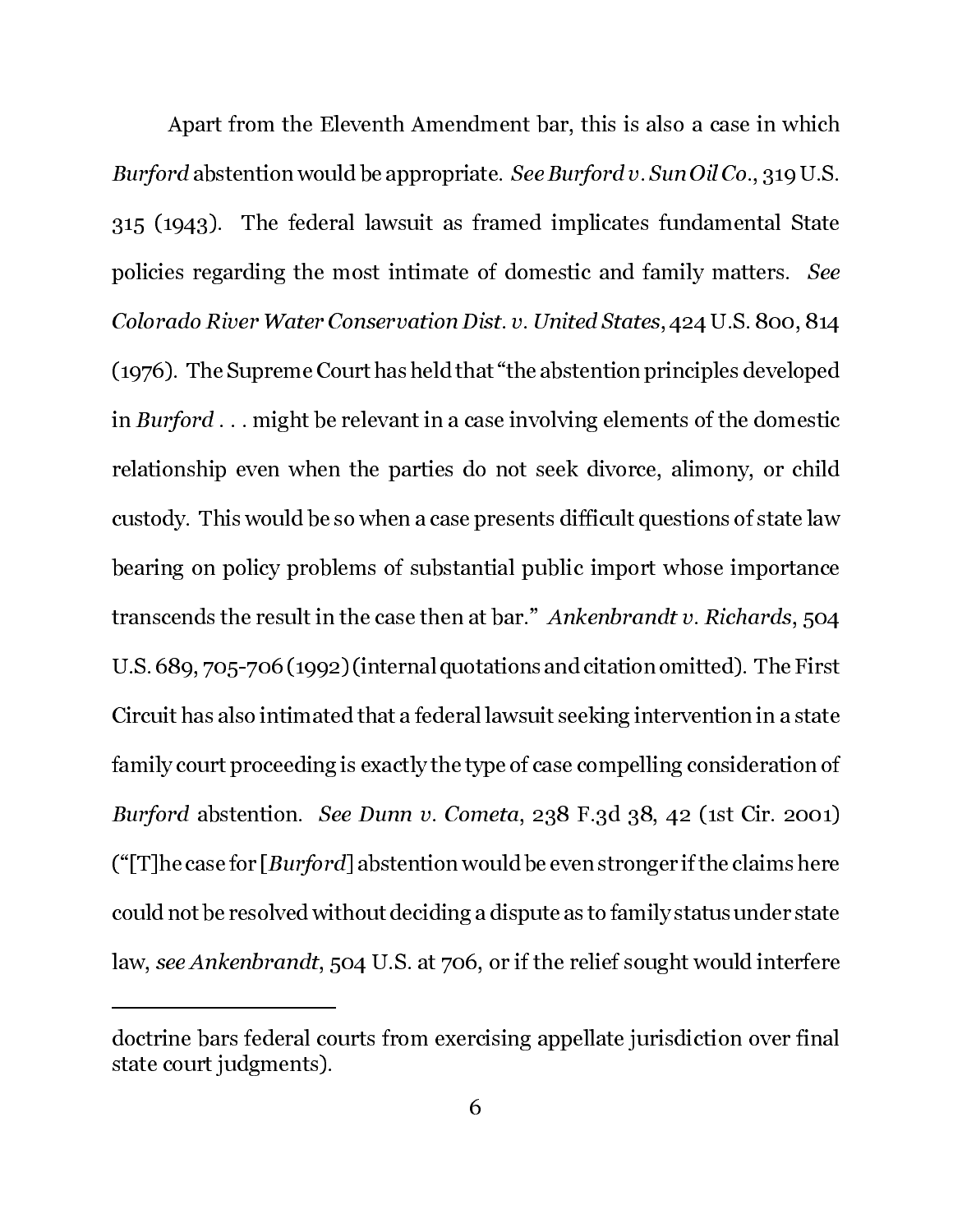Apart from the Eleventh Amendment bar, this is also a case in which *Burford* abstention would be appropriate. *See Burford v. Sun Oil Co.*, 319 U.S. 315 (1943). The federal lawsuit as framed implicates fundamental State policies regarding the most intimate of domestic and family matters. *See Colorado River Water Conservation Dist. v. United States*, 424 U.S. 800, 814 (1976). The Supreme Court has held that "the abstention principles developed in *Burford* . . . might be relevant in a case involving elements of the domestic relationship even when the parties do not seek divorce, alimony, or child custody. This would be so when a case presents difficult questions of state law bearing on policy problems of substantial public import whose importance transcends the result in the case then at bar." *Ankenbrandt v. Richards*, 504 U.S. 689, 705-706 (1992) (internal quotations and citation omitted). The First Circuit has also intimated that a federal lawsuit seeking intervention in a state family court proceeding is exactly the type of case compelling consideration of *Burford* abstention. *See Dunn v. Cometa*, 238 F.3d 38, 42 (1st Cir. 2001) ("[T]he case for [*Burford*] abstention would be even stronger if the claims here could not be resolved without deciding a dispute as to family status under state law, *see Ankenbrandt*, 504 U.S. at 706, or if the relief sought would interfere

---

doctrine bars federal courts from exercising appellate jurisdiction over final state court judgments).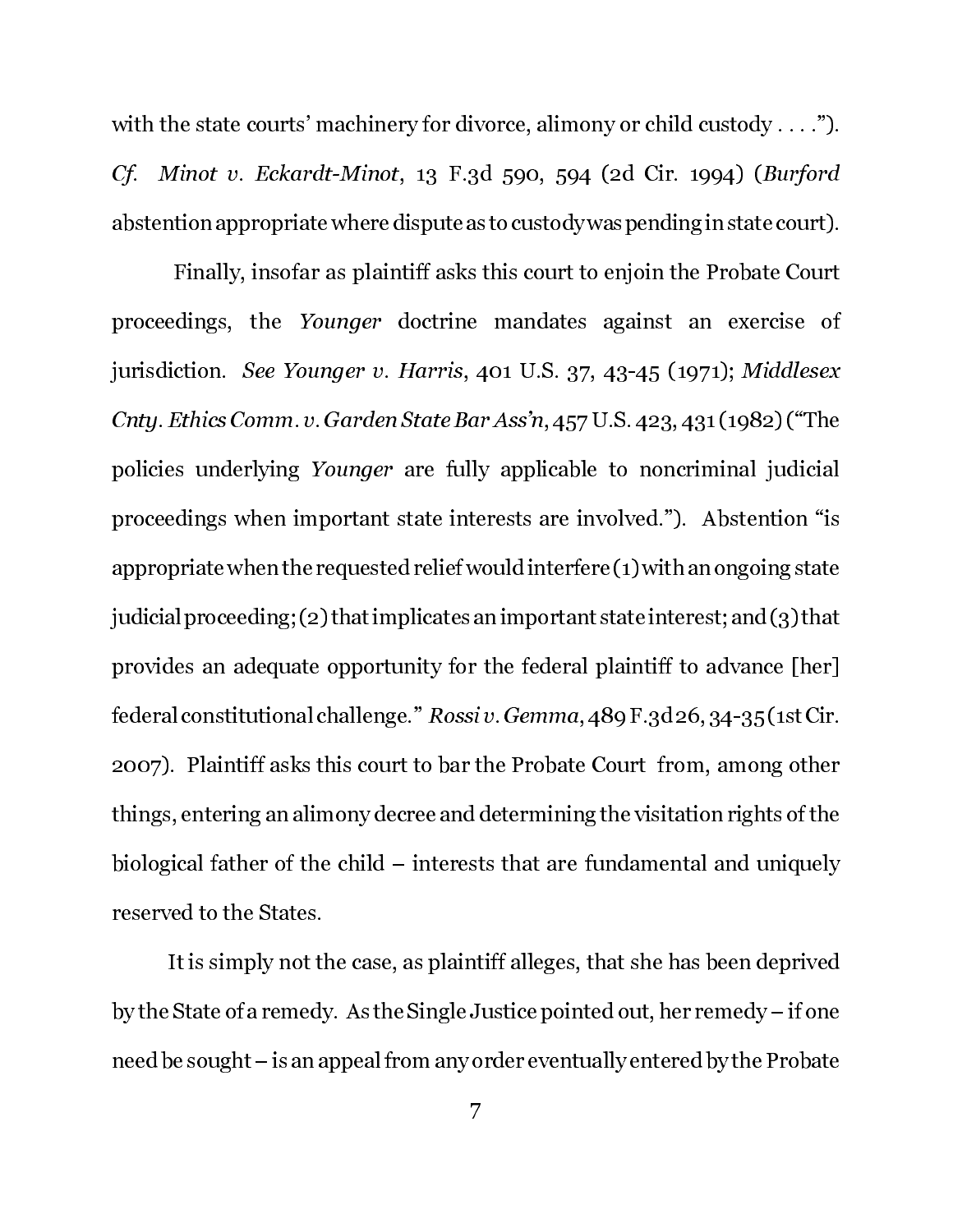with the state courts' machinery for divorce, alimony or child custody . . . ."). *Cf. Minot v. Eckardt-Minot*, 13 F.3d 590, 594 (2d Cir. 1994) (*Burford* abstention appropriate where dispute as to custody was pending in state court).

Finally, insofar as plaintiff asks this court to enjoin the Probate Court proceedings, the *Younger* doctrine mandates against an exercise of jurisdiction. *See Younger v. Harris*, 401 U.S. 37, 43-45 (1971); *Middlesex Cnty. Ethics Comm. v. Garden State Bar Ass'n*, 457 U.S. 423, 431 (1982) ("The policies underlying *Younger* are fully applicable to noncriminal judicial proceedings when important state interests are involved."). Abstention "is appropriate when the requested relief would interfere (1) with an ongoing state judicial proceeding; (2) that implicates an important state interest; and (3) that provides an adequate opportunity for the federal plaintiff to advance [her] federal constitutional challenge." *Rossi v. Gemma*, 489 F.3d 26, 34-35 (1st Cir. 2007). Plaintiff asks this court to bar the Probate Court from, among other things, entering an alimony decree and determining the visitation rights of the biological father of the child – interests that are fundamental and uniquely reserved to the States.

It is simply not the case, as plaintiff alleges, that she has been deprived by the State of a remedy. As the Single Justice pointed out, her remedy – if one need be sought – is an appeal from any order eventually entered by the Probate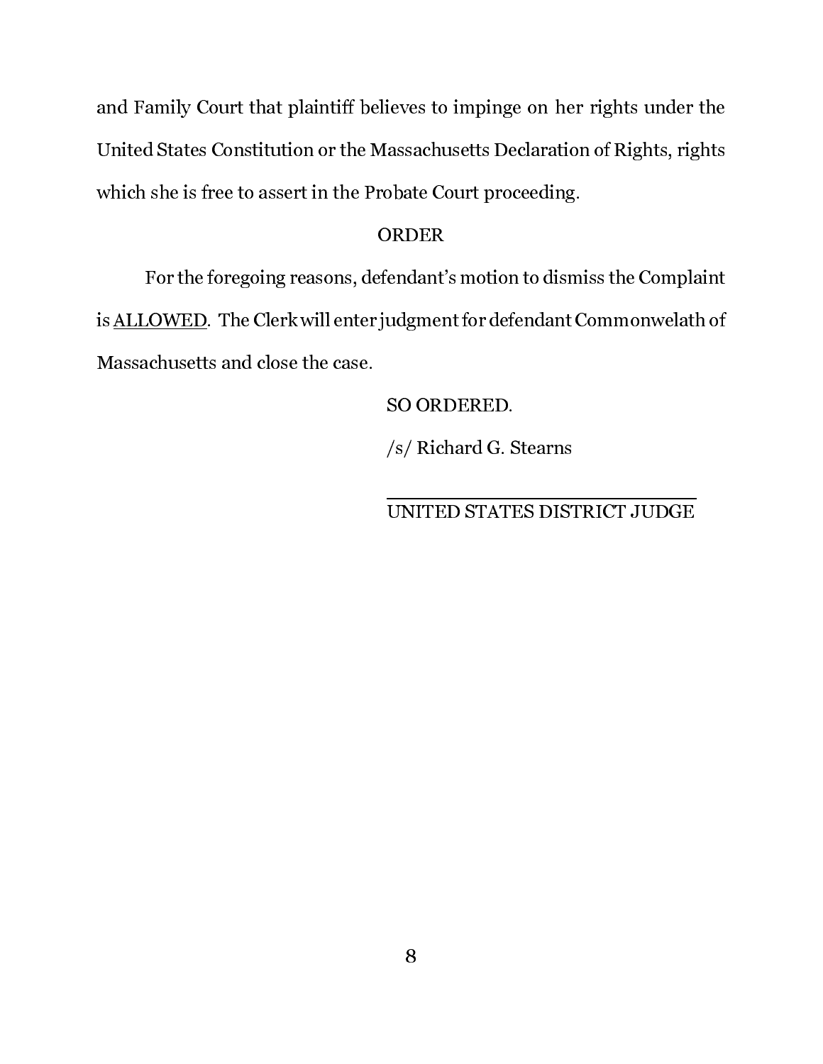and Family Court that plaintiff believes to impinge on her rights under the United States Constitution or the Massachusetts Declaration of Rights, rights which she is free to assert in the Probate Court proceeding.

## ORDER

For the foregoing reasons, defendant's motion to dismiss the Complaint is ALLOWED. The Clerk will enter judgment for defendant Commonwelath of Massachusetts and close the case.

SO ORDERED.

/s/ Richard G. Stearns

\_\_\_\_\_\_\_\_\_\_\_\_\_\_\_\_\_\_\_\_\_\_\_\_\_\_\_\_\_\_\_\_

UNITED STATES DISTRICT JUDGE